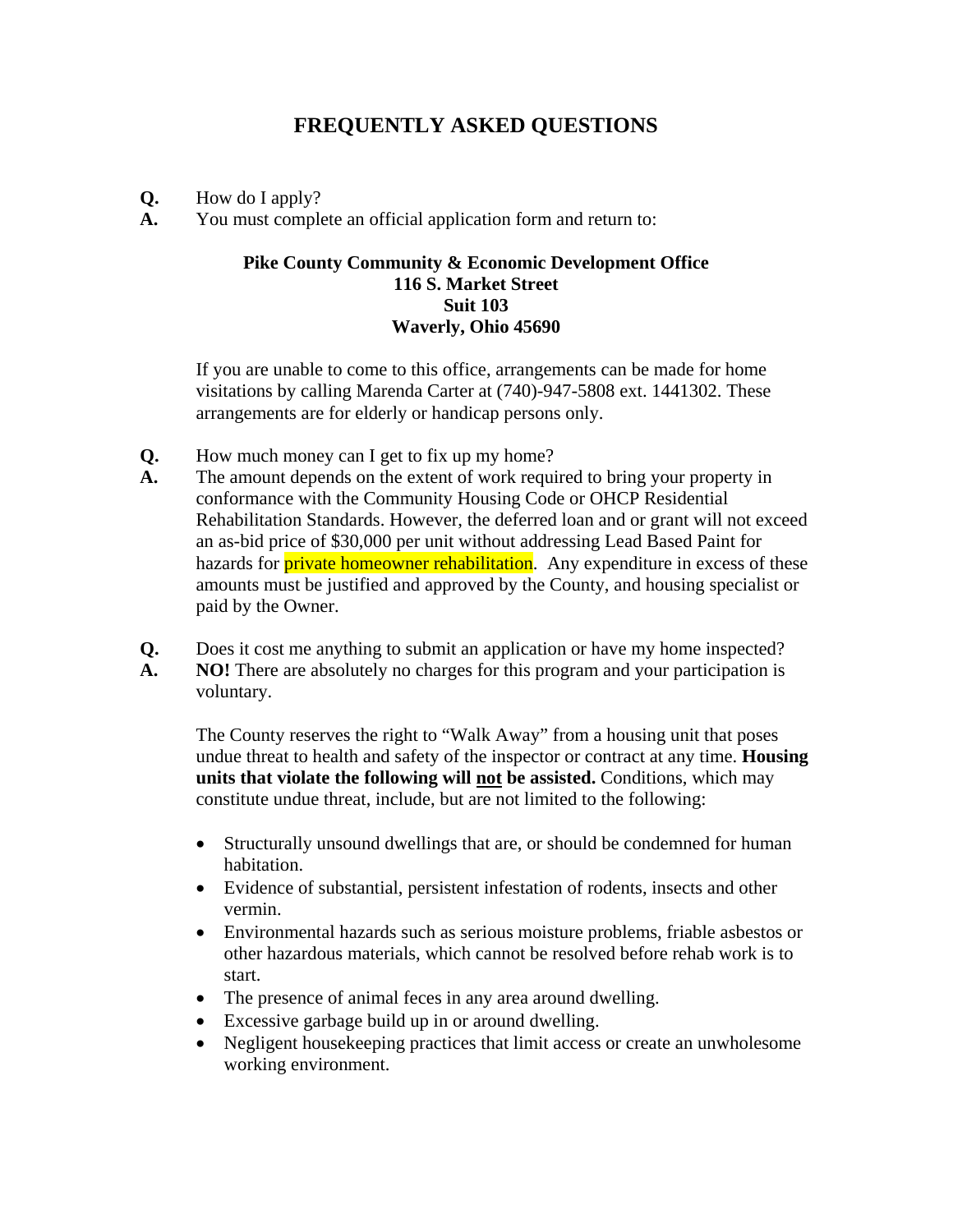# FREQUENTLY ASKED QUESTIONS

**Q.** How do I apply?

**A.** You must complete an official application form and return to:

**Pike County Community & Economic Development Office**
**116 S. Market Street**
**Suit 103**
**Waverly, Ohio 45690**

If you are unable to come to this office, arrangements can be made for home visitations by calling Marenda Carter at (740)-947-5808 ext. 1441302. These arrangements are for elderly or handicap persons only.

**Q.** How much money can I get to fix up my home?

**A.** The amount depends on the extent of work required to bring your property in conformance with the Community Housing Code or OHCP Residential Rehabilitation Standards. However, the deferred loan and or grant will not exceed an as-bid price of $30,000 per unit without addressing Lead Based Paint for hazards for private homeowner rehabilitation. Any expenditure in excess of these amounts must be justified and approved by the County, and housing specialist or paid by the Owner.

**Q.** Does it cost me anything to submit an application or have my home inspected?

**A.** **NO!** There are absolutely no charges for this program and your participation is voluntary.

The County reserves the right to "Walk Away" from a housing unit that poses undue threat to health and safety of the inspector or contract at any time. **Housing units that violate the following will <u>not</u> be assisted.** Conditions, which may constitute undue threat, include, but are not limited to the following:

- Structurally unsound dwellings that are, or should be condemned for human habitation.
- Evidence of substantial, persistent infestation of rodents, insects and other vermin.
- Environmental hazards such as serious moisture problems, friable asbestos or other hazardous materials, which cannot be resolved before rehab work is to start.
- The presence of animal feces in any area around dwelling.
- Excessive garbage build up in or around dwelling.
- Negligent housekeeping practices that limit access or create an unwholesome working environment.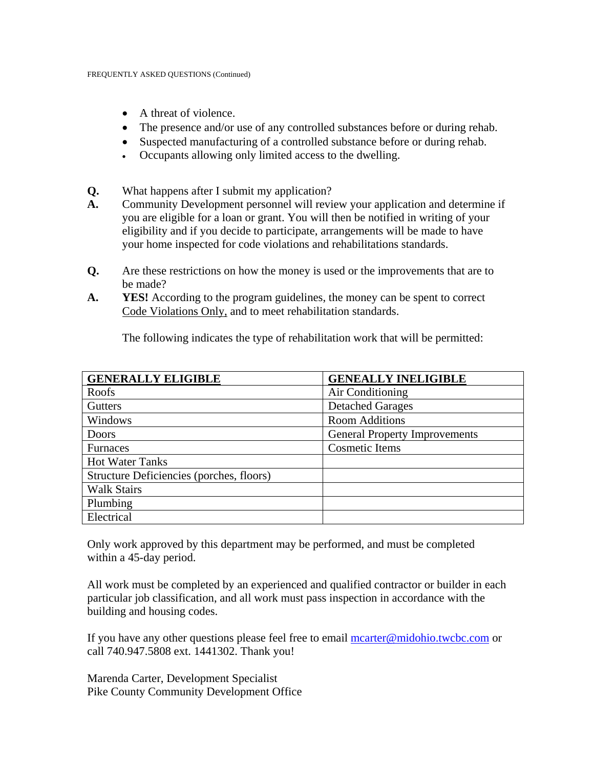FREQUENTLY ASKED QUESTIONS (Continued)

- A threat of violence.
- The presence and/or use of any controlled substances before or during rehab.
- Suspected manufacturing of a controlled substance before or during rehab.
- Occupants allowing only limited access to the dwelling.

**Q.** What happens after I submit my application?

**A.** Community Development personnel will review your application and determine if you are eligible for a loan or grant. You will then be notified in writing of your eligibility and if you decide to participate, arrangements will be made to have your home inspected for code violations and rehabilitations standards.

**Q.** Are these restrictions on how the money is used or the improvements that are to be made?

**A.** **YES!** According to the program guidelines, the money can be spent to correct Code Violations Only, and to meet rehabilitation standards.

The following indicates the type of rehabilitation work that will be permitted:

| **GENERALLY ELIGIBLE** | **GENEALLY INELIGIBLE** |
|---|---|
| Roofs | Air Conditioning |
| Gutters | Detached Garages |
| Windows | Room Additions |
| Doors | General Property Improvements |
| Furnaces | Cosmetic Items |
| Hot Water Tanks | |
| Structure Deficiencies (porches, floors) | |
| Walk Stairs | |
| Plumbing | |
| Electrical | |

Only work approved by this department may be performed, and must be completed within a 45-day period.

All work must be completed by an experienced and qualified contractor or builder in each particular job classification, and all work must pass inspection in accordance with the building and housing codes.

If you have any other questions please feel free to email mcarter@midohio.twcbc.com or call 740.947.5808 ext. 1441302. Thank you!

Marenda Carter, Development Specialist
Pike County Community Development Office